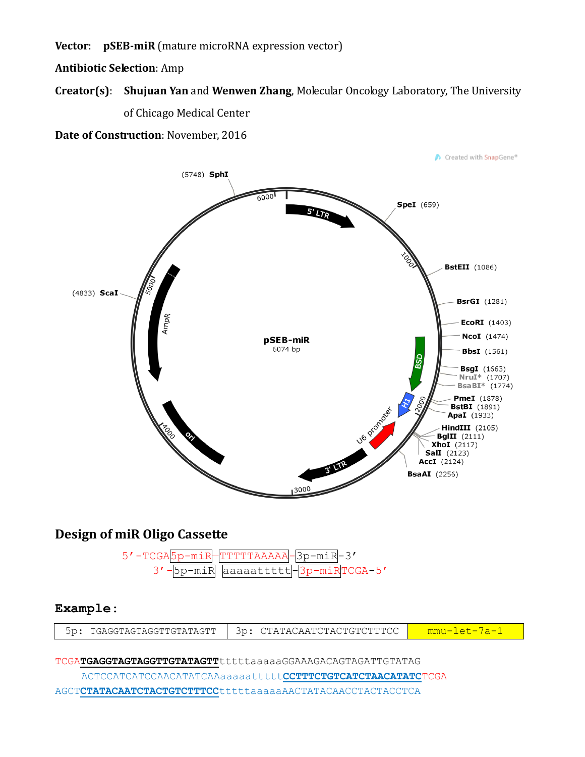**Vector**: **pSEB-miR** (mature microRNA expression vector)

**Antibiotic Selection**: Amp

**Creator(s)**: **Shujuan Yan** and **Wenwen Zhang**, Molecular Oncology Laboratory, The University of Chicago Medical Center

**Date of Construction**: November, 2016

Created with SnapGene®

pSEB-miR
6074 bp

(5748) SphI
SpeI (659)
BstEII (1086)
BsrGI (1281)
EcoRI (1403)
NcoI (1474)
BbsI (1561)
BsgI (1663)
NruI* (1707)
BsaBI* (1774)
PmeI (1878)
BstBI (1891)
ApaI (1933)
HindIII (2105)
BglII (2111)
XhoI (2117)
SalI (2123)
AccI (2124)
BsaAI (2256)
(4833) ScaI

5' LTR, BSD, H1, U6 promoter, 3' LTR, ori, AmpR

## Design of miR Oligo Cassette

```
5'-TCGA[5p-miR]-[TTTTTAAAAA]-[3p-miR]-3'
     3'-[5p-miR] [aaaaattttt]-[3p-miR]TCGA-5'
```

## Example:

| 5p: TGAGGTAGTAGGTTGTATAGTT | 3p: CTATACAATCTACTGTCTTTCC | mmu-let-7a-1 |
|---|---|---|

```
TCGATGAGGTAGTAGGTTGTATAGTTtttttaaaaaGGAAAGACAGTAGATTGTATAG
     ACTCCATCATCCAACATATCAAaaaaattttttCCTTTCTGTCATCTAACATATCTCGA
AGCTCTATACAATCTACTGTCTTTCCtttttaaaaaAACTATACAACCTACTACCTCA
```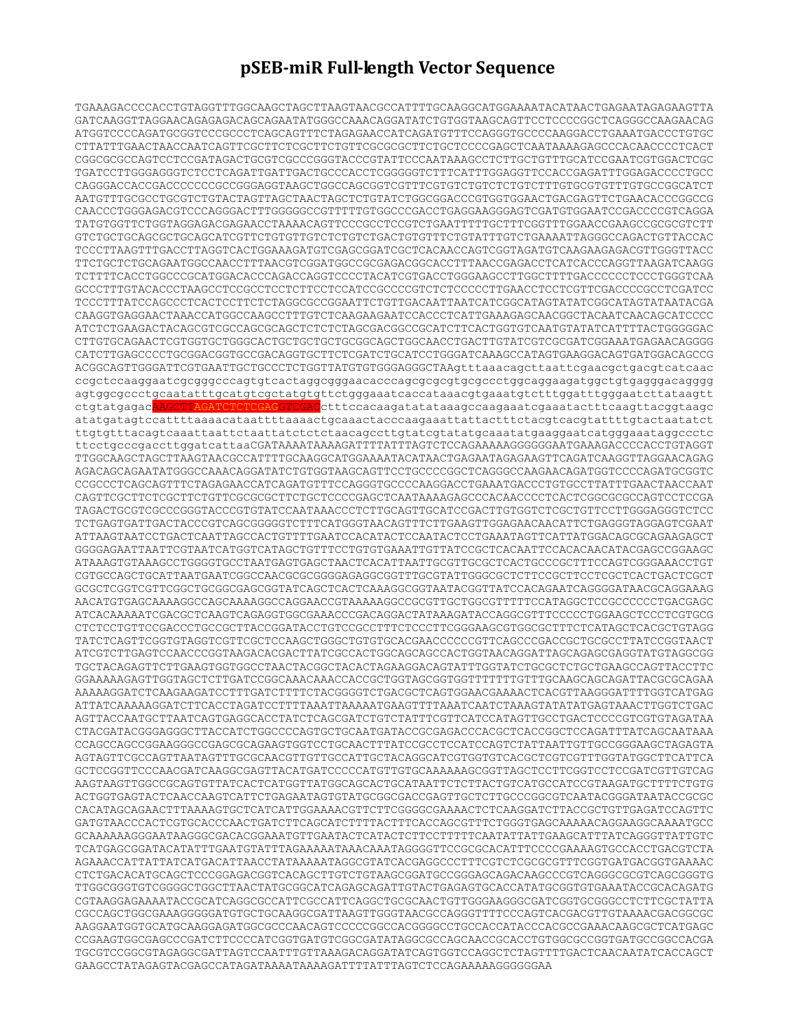# pSEB-miR Full-length Vector Sequence

```
TGAAAGACCCCACCTGTAGGTTTGGCAAGCTAGCTTAAGTAACGCCATTTTGCAAGGCATGGAAAATACATAACTGAGAATAGAGAAGTTA
GATCAAGGTTAGGAACAGAGAGACAGCAGAATATGGGCCAAACAGGATATCTGTGGTAAGCAGTTCCTCCCCGGCTCAGGGCCAAGAACAG
ATGGTCCCCAGATGCGGTCCCGCCCTCAGCAGTTTCTAGAGAACCATCAGATGTTTCCAGGGTGCCCCAAGGACCTGAAATGACCCTGTGC
CTTATTTGAACTAACCAATCAGTTCGCTTCTCGCTTCTGTTCGCGCGCTTCTGCTCCCCGAGCTCAATAAAAGAGCCCACAACCCCTCACT
CGGCGCGCCAGTCCTCCGATAGACTGCGTCGCCCGGGTACCCGTATTCCCAATAAAGCCTCTTGCTGTTTGCATCCGAATCGTGGACTCGC
TGATCCTTGGGAGGGTCTCCTCAGATTGATTGACTGCCCACCTCGGGGGTCTTTCATTTGGAGGTTCCACCGAGATTTGGAGACCCCTGCC
CAGGGACCACCGACCCCCCCGCCGGGAGGTAAGCTGGCCAGCGGTCGTTTCGTGTCTGTCTCTGTCTTTGTGCGTGTTTGTGCCGGCATCT
AATGTTTGCGCCTGCGTCTGTACTAGTTAGCTAACTAGCTCTGTATCTGGCGGACCCGTGGTGGAACTGACGAGTTCTGAACACCCGGCCG
CAACCCTGGGAGACGTCCCAGGGACTTTGGGGGCCGTTTTTGTGGCCCGACCTGAGGAAGGGAGTCGATGTGGAATCCGACCCCGTCAGGA
TATGTGGTTCTGGTAGGAGACGAGAACCTAAAACAGTTCCCGCCTCCGTCTGAATTTTTGCTTTCGGTTTGGAACCGAAGCCGCGCGTCTT
GTCTGCTGCAGCGCTGCAGCATCGTTCTGTGTTGTCTCTGTCTGACTGTGTTTCTGTATTTGTCTGAAAATTAGGGCCAGACTGTTACCAC
TCCCTTAAGTTTGACCTTAGGTCACTGGAAAGATGTCGAGCGGATCGCTCACAACCAGTCGGTAGATGTCAAGAAGAGACGTTGGGTTACC
TTCTGCTCTGCAGAATGGCCAACCTTTAACGTCGGATGGCCGCGAGACGGCACCTTTAACCGAGACCTCATCACCCAGGTTAAGATCAAGG
TCTTTTCACCTGGCCCGCATGGACACCCAGACCAGGTCCCCTACATCGTGACCTGGGAAGCCTTGGCTTTTGACCCCCCTCCCTGGGTCAA
GCCCTTTGTACACCCTAAGCCTCCGCCTCCTCTTCCTCCATCCGCCCCGTCTCTCCCCCTTGAACCTCCTCGTTCGACCCCGCCTCGATCC
TCCCTTTATCCAGCCCTCACTCCTTCTCTAGGCGCCGGAATTCTGTTGACAATTAATCATCGGCATAGTATATCGGCATAGTATAATACGA
CAAGGTGAGGAACTAAACCATGGCCAAGCCTTTGTCTCAAGAAGAATCCACCCTCATTGAAAGAGCAACGGCTACAATCAACAGCATCCCC
ATCTCTGAAGACTACAGCGTCGCCAGCGCAGCTCTCTCTAGCGACGGCCGCATCTTCACTGGTGTCAATGTATATCATTTTACTGGGGGAC
CTTGTGCAGAACTCGTGGTGCTGGGCACTGCTGCTGCTGCGGCAGCTGGCAACCTGACTTGTATCGTCGCGATCGGAAATGAGAACAGGGG
CATCTTGAGCCCCTGCGGACGGTGCCGACAGGTGCTTCTCGATCTGCATCCTGGGATCAAAGCCATAGTGAAGGACAGTGATGGACAGCCG
ACGGCAGTTGGGATTCGTGAATTGCTGCCCTCTGGTTATGTGTGGGAGGGCTAAgtttaaacagcttaattcgaacgctgacgtcatcaac
ccgctccaaggaatcgcgggcccagtgtcactaggcgggaacacccagcgcgcgtgcgccctggcaggaagatggctgtgagggacagggg
agtggcgccctgcaatatttgcatgtcgctatgtgttctgggaaatcaccataaacgtgaaatgtctttggatttgggaatcttataagtt
ctgtatgagacAAGCTTAGATCTCTCGAGGGTCGACctttccacaagatatataaagccaagaaatcgaaatactttcaagttacggtaagc
atatgatagtccattttaaaacataattttaaaactgcaaactacccaagaaattattactttctacgtcacgtattttgtactaatatct
ttgtgtttacagtcaaattaattctaattatctctctaacagccttgtatcgtatatgcaaatatgaaggaatcatgggaaataggccctc
ttcctgcccgaccttggatcattaaCGATAAAATAAAAGATTTTATTTAGTCTCCAGAAAAAGGGGGGAATGAAAGACCCCACCTGTAGGT
TTGGCAAGCTAGCTTAAGTAACGCCATTTTGCAAGGCATGGAAAATACATAACTGAGAATAGAGAAGTTCAGATCAAGGTTAGGAACAGAG
AGACAGCAGAATATGGGCCAAACAGGATATCTGTGGTAAGCAGTTCCTGCCCCGGCTCAGGGCCAAGAACAGATGGTCCCCAGATGCGGTC
CCGCCCTCAGCAGTTTCTAGAGAACCATCAGATGTTTCCAGGGTGCCCCAAGGACCTGAAATGACCCTGTGCCTTATTTGAACTAACCAAT
CAGTTCGCTTCTCGCTTCTGTTCGCGCGCTTCTGCTCCCCGAGCTCAATAAAAGAGCCCACAACCCCTCACTCGGCGCGCCAGTCCTCCGA
TAGACTGCGTCGCCCGGGTACCCGTGTATCCAATAAACCCTCTTGCAGTTGCATCCGACTTGTGGTCTCGCTGTTCCTTGGGAGGGTCTCC
TCTGAGTGATTGACTACCCGTCAGCGGGGGTCTTTCATGGGTAACAGTTTCTTGAAGTTGGAGAACAACATTCTGAGGGTAGGAGTCGAAT
ATTAAGTAATCCTGACTCAATTAGCCACTGTTTTGAATCCACATACTCCAATACTCCTGAAATAGTTCATTATGGACAGCGCAGAAGAGCT
GGGGAGAATTAATTCGTAATCATGGTCATAGCTGTTTCCTGTGTGAAATTGTTATCCGCTCACAATTCCACACAACATACGAGCCGGAAGC
ATAAAGTGTAAAGCCTGGGGTGCCTAATGAGTGAGCTAACTCACATTAATTGCGTTGCGCTCACTGCCCGCTTTCCAGTCGGGAAACCTGT
CGTGCCAGCTGCATTAATGAATCGGCCAACGCGCGGGGAGAGGCGGTTTGCGTATTGGGCGCTCTTCCGCTTCCTCGCTCACTGACTCGCT
GCGCTCGGTCGTTCGGCTGCGGCGAGCGGTATCAGCTCACTCAAAGGCGGTAATACGGTTATCCACAGAATCAGGGGATAACGCAGGAAAG
AACATGTGAGCAAAAGGCCAGCAAAAGGCCAGGAACCGTAAAAAGGCCGCGTTGCTGGCGTTTTTCCATAGGCTCCGCCCCCCTGACGAGC
ATCACAAAAATCGACGCTCAAGTCAGAGGTGGCGAAACCCGACAGGACTATAAAGATACCAGGCGTTTCCCCCTGGAAGCTCCCTCGTGCG
CTCTCCTGTTCCGACCCTGCCGCTTACCGGATACCTGTCCGCCTTTCTCCCTTCGGGAAGCGTGGCGCTTTCTCATAGCTCACGCTGTAGG
TATCTCAGTTCGGTGTAGGTCGTTCGCTCCAAGCTGGGCTGTGTGCACGAACCCCCCGTTCAGCCCGACCGCTGCGCCTTATCCGGTAACT
ATCGTCTTGAGTCCAACCCGGTAAGACACGACTTATCGCCACTGGCAGCAGCCACTGGTAACAGGATTAGCAGAGCGAGGTATGTAGGCGG
TGCTACAGAGTTCTTGAAGTGGTGGCCTAACTACGGCTACACTAGAAGGACAGTATTTGGTATCTGCGCTCTGCTGAAGCCAGTTACCTTC
GGAAAAAGAGTTGGTAGCTCTTGATCCGGCAAACAAACCACCGCTGGTAGCGGTGGTTTTTTTGTTTGCAAGCAGCAGATTACGCGCAGAA
AAAAAGGATCTCAAGAAGATCCTTTGATCTTTTCTACGGGGTCTGACGCTCAGTGGAACGAAAACTCACGTTAAGGGATTTTGGTCATGAG
ATTATCAAAAAGGATCTTCACCTAGATCCTTTTAAATTAAAAATGAAGTTTTAAATCAATCTAAAGTATATATGAGTAAACTTGGTCTGAC
AGTTACCAATGCTTAATCAGTGAGGCACCTATCTCAGCGATCTGTCTATTTCGTTCATCCATAGTTGCCTGACTCCCCGTCGTGTAGATAA
CTACGATACGGGAGGGCTTACCATCTGGCCCCAGTGCTGCAATGATACCGCGAGACCCACGCTCACCGGCTCCAGATTTATCAGCAATAAA
CCAGCCAGCCGGAAGGGCCGAGCGCAGAAGTGGTCCTGCAACTTTATCCGCCTCCATCCAGTCTATTAATTGTTGCCGGGAAGCTAGAGTA
AGTAGTTCGCCAGTTAATAGTTTGCGCAACGTTGTTGCCATTGCTACAGGCATCGTGGTGTCACGCTCGTCGTTTGGTATGGCTTCATTCA
GCTCCGGTTCCCAACGATCAAGGCGAGTTACATGATCCCCCATGTTGTGCAAAAAAGCGGTTAGCTCCTTCGGTCCTCCGATCGTTGTCAG
AAGTAAGTTGGCCGCAGTGTTATCACTCATGGTTATGGCAGCACTGCATAATTCTCTTACTGTCATGCCATCCGTAAGATGCTTTTCTGTG
ACTGGTGAGTACTCAACCAAGTCATTCTGAGAATAGTGTATGCGGCGACCGAGTTGCTCTTGCCCGGCGTCAATACGGGATAATACCGCGC
CACATAGCAGAACTTTAAAAGTGCTCATCATTGGAAAACGTTCTTCGGGGCGAAAACTCTCAAGGATCTTACCGCTGTTGAGATCCAGTTC
GATGTAACCCACTCGTGCACCCAACTGATCTTCAGCATCTTTTACTTTCACCAGCGTTTCTGGGTGAGCAAAAACAGGAAGGCAAAATGCC
GCAAAAAAGGGAATAAGGGCGACACGGAAATGTTGAATACTCATACTCTTCCTTTTTCAATATTATTGAAGCATTTATCAGGGTTATTGTC
TCATGAGCGGATACATATTTGAATGTATTTAGAAAAATAAACAAATAGGGGTTCCGCGCACATTTCCCCGAAAAGTGCCACCTGACGTCTA
AGAAACCATTATTATCATGACATTAACCTATAAAAATAGGCGTATCACGAGGCCCTTTCGTCTCGCGCGTTTCGGTGATGACGGTGAAAAC
CTCTGACACATGCAGCTCCCGGAGACGGTCACAGCTTGTCTGTAAGCGGATGCCGGGAGCAGACAAGCCCGTCAGGGCGCGTCAGCGGGTG
TTGGCGGGTGTCGGGGCTGGCTTAACTATGCGGCATCAGAGCAGATTGTACTGAGAGTGCACCATATGCGGTGTGAAATACCGCACAGATG
CGTAAGGAGAAAATACCGCATCAGGCGCCATTCGCCATTCAGGCTGCGCAACTGTTGGGAAGGGCGATCGGTGCGGGCCTCTTCGCTATTA
CGCCAGCTGGCGAAAGGGGGATGTGCTGCAAGGCGATTAAGTTGGGTAACGCCAGGGTTTTCCCAGTCACGACGTTGTAAAACGACGGCGC
AAGGAATGGTGCATGCAAGGAGATGGCGCCCAACAGTCCCCCGGCCACGGGGCCTGCCACCATACCCACGCCGAAACAAGCGCTCATGAGC
CCGAAGTGGCGAGCCCGATCTTCCCCATCGGTGATGTCGGCGATATAGGCGCCAGCAACCGCACCTGTGGCGCCGGTGATGCCGGCCACGA
TGCGTCCGGCGTAGAGGCGATTAGTCCAATTTGTTAAAGACAGGATATCAGTGGTCCAGGCTCTAGTTTTGACTCAACAATATCACCAGCT
GAAGCCTATAGAGTACGAGCCATAGATAAAATAAAAGATTTTATTTAGTCTCCAGAAAAAGGGGGGAA
```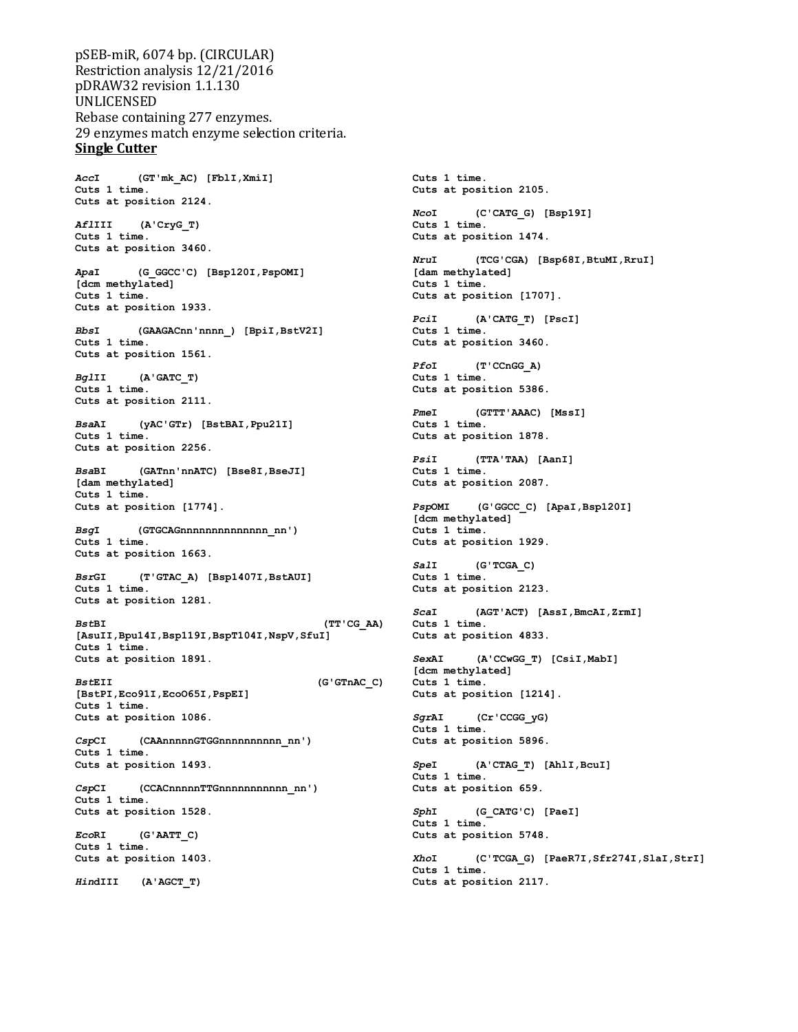pSEB-miR, 6074 bp. (CIRCULAR)
Restriction analysis 12/21/2016
pDRAW32 revision 1.1.130
UNLICENSED
Rebase containing 277 enzymes.
29 enzymes match enzyme selection criteria.

## Single Cutter

***Acc*I** (GT'mk_AC) [FblI,XmiI]
Cuts 1 time.
Cuts at position 2124.

***Afl*III** (A'CryG_T)
Cuts 1 time.
Cuts at position 3460.

***Apa*I** (G_GGCC'C) [Bsp120I,PspOMI]
[dcm methylated]
Cuts 1 time.
Cuts at position 1933.

***Bbs*I** (GAAGACnn'nnnn_) [BpiI,BstV2I]
Cuts 1 time.
Cuts at position 1561.

***Bgl*II** (A'GATC_T)
Cuts 1 time.
Cuts at position 2111.

***Bsa*AI** (yAC'GTr) [BstBAI,Ppu21I]
Cuts 1 time.
Cuts at position 2256.

***Bsa*BI** (GATnn'nnATC) [Bse8I,BseJI]
[dam methylated]
Cuts 1 time.
Cuts at position [1774].

***Bsg*I** (GTGCAGnnnnnnnnnnnnnn_nn')
Cuts 1 time.
Cuts at position 1663.

***Bsr*GI** (T'GTAC_A) [Bsp1407I,BstAUI]
Cuts 1 time.
Cuts at position 1281.

***Bst*BI** (TT'CG_AA)
[AsuII,Bpu14I,Bsp119I,BspT104I,NspV,SfuI]
Cuts 1 time.
Cuts at position 1891.

***Bst*EII** (G'GTnAC_C)
[BstPI,Eco91I,EcoO65I,PspEI]
Cuts 1 time.
Cuts at position 1086.

***Csp*CI** (CAAnnnnnGTGGnnnnnnnnnn_nn')
Cuts 1 time.
Cuts at position 1493.

***Csp*CI** (CCACnnnnnTTGnnnnnnnnnnn_nn')
Cuts 1 time.
Cuts at position 1528.

***Eco*RI** (G'AATT_C)
Cuts 1 time.
Cuts at position 1403.

***Hin*dIII** (A'AGCT_T)
Cuts 1 time.
Cuts at position 2105.

***Nco*I** (C'CATG_G) [Bsp19I]
Cuts 1 time.
Cuts at position 1474.

***Nru*I** (TCG'CGA) [Bsp68I,BtuMI,RruI]
[dam methylated]
Cuts 1 time.
Cuts at position [1707].

***Pci*I** (A'CATG_T) [PscI]
Cuts 1 time.
Cuts at position 3460.

***Pfo*I** (T'CCnGG_A)
Cuts 1 time.
Cuts at position 5386.

***Pme*I** (GTTT'AAAC) [MssI]
Cuts 1 time.
Cuts at position 1878.

***Psi*I** (TTA'TAA) [AanI]
Cuts 1 time.
Cuts at position 2087.

***Psp*OMI** (G'GGCC_C) [ApaI,Bsp120I]
[dcm methylated]
Cuts 1 time.
Cuts at position 1929.

***Sal*I** (G'TCGA_C)
Cuts 1 time.
Cuts at position 2123.

***Sca*I** (AGT'ACT) [AssI,BmcAI,ZrmI]
Cuts 1 time.
Cuts at position 4833.

***Sex*AI** (A'CCwGG_T) [CsiI,MabI]
[dcm methylated]
Cuts 1 time.
Cuts at position [1214].

***Sgr*AI** (Cr'CCGG_yG)
Cuts 1 time.
Cuts at position 5896.

***Spe*I** (A'CTAG_T) [AhlI,BcuI]
Cuts 1 time.
Cuts at position 659.

***Sph*I** (G_CATG'C) [PaeI]
Cuts 1 time.
Cuts at position 5748.

***Xho*I** (C'TCGA_G) [PaeR7I,Sfr274I,SlaI,StrI]
Cuts 1 time.
Cuts at position 2117.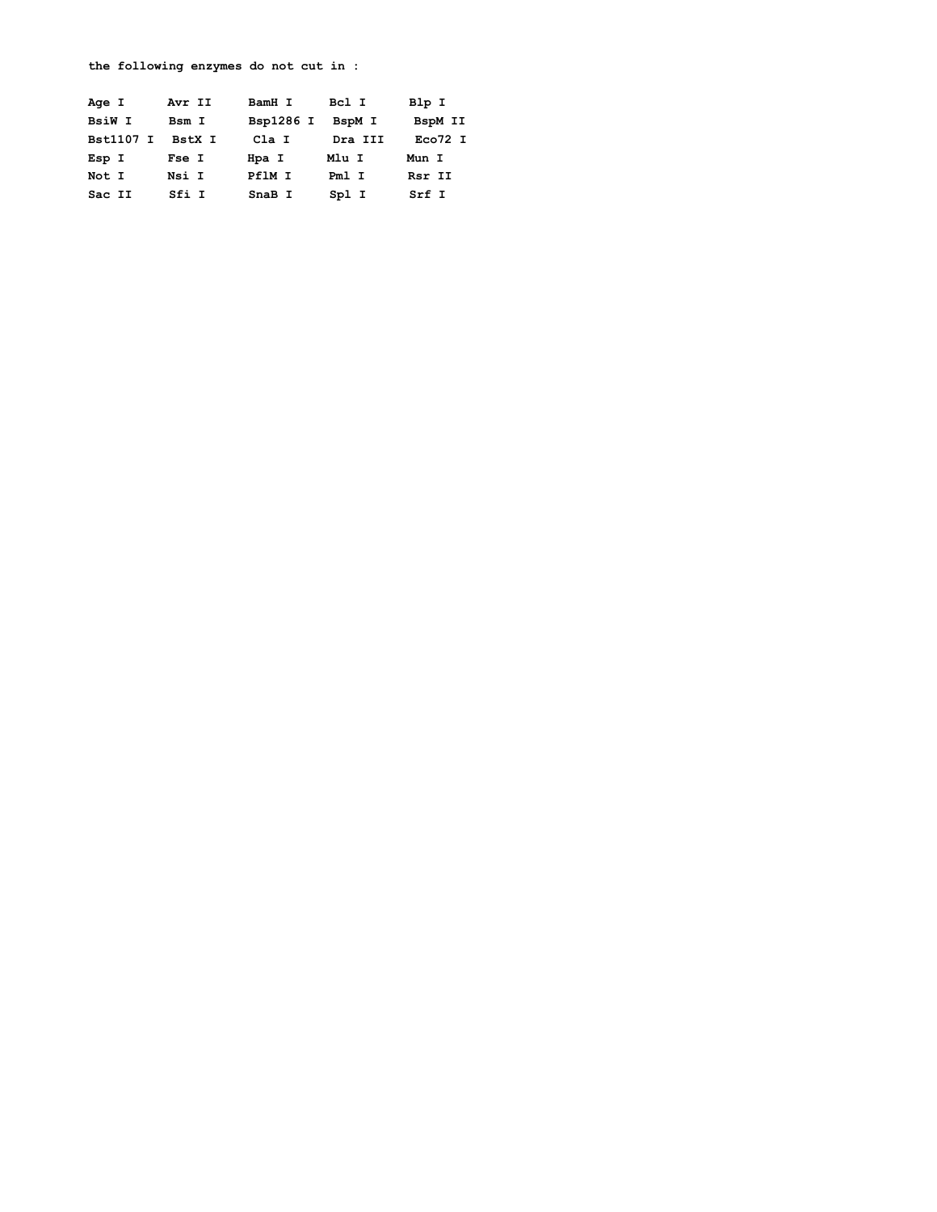**the following enzymes do not cut in :**

| | | | | |
|---|---|---|---|---|
| **Age I** | **Avr II** | **BamH I** | **Bcl I** | **Blp I** |
| **BsiW I** | **Bsm I** | **Bsp1286 I** | **BspM I** | **BspM II** |
| **Bst1107 I** | **BstX I** | **Cla I** | **Dra III** | **Eco72 I** |
| **Esp I** | **Fse I** | **Hpa I** | **Mlu I** | **Mun I** |
| **Not I** | **Nsi I** | **PflM I** | **Pml I** | **Rsr II** |
| **Sac II** | **Sfi I** | **SnaB I** | **Spl I** | **Srf I** |